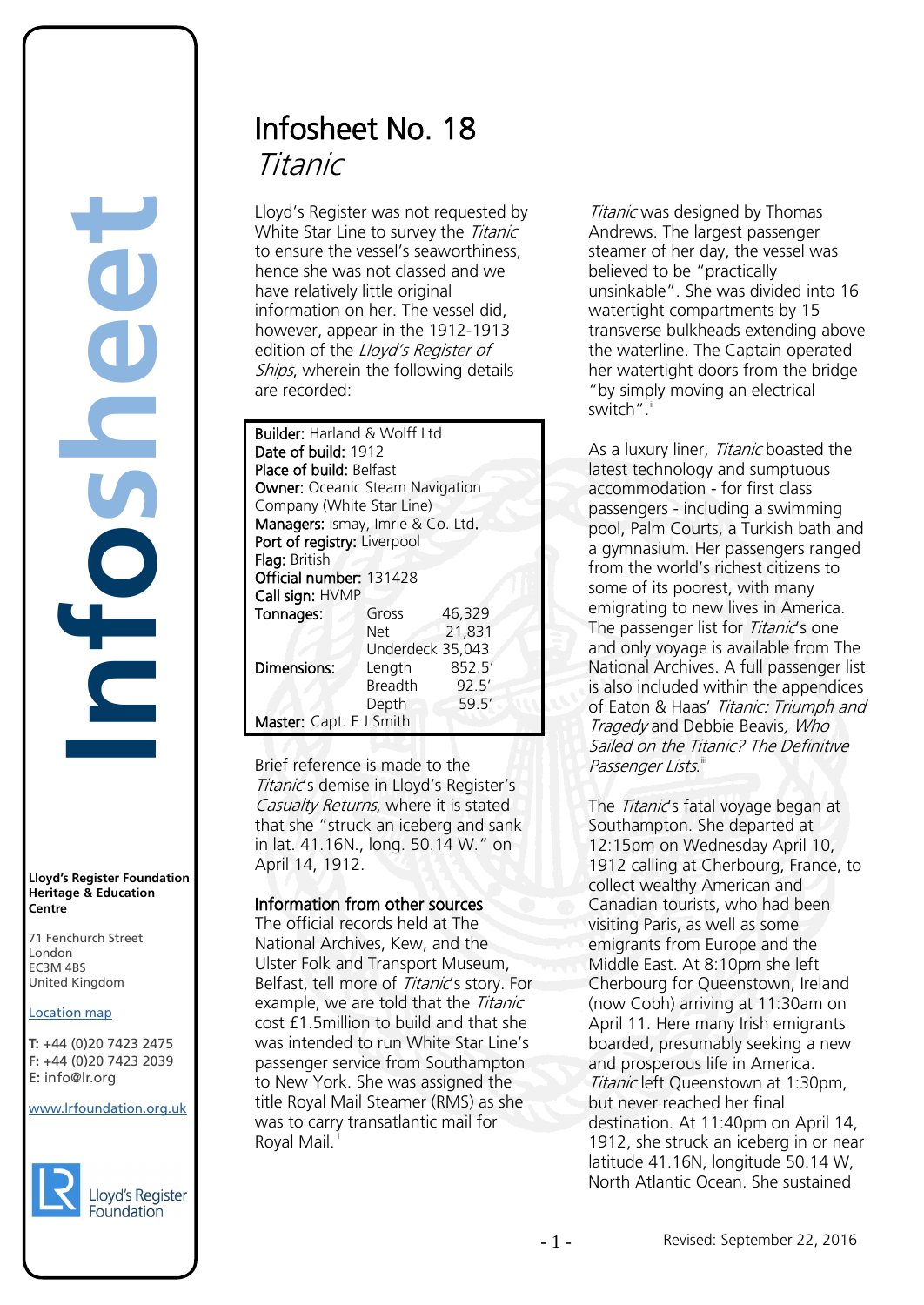# Infosheet No. 18
## *Titanic*

Lloyd's Register was not requested by White Star Line to survey the *Titanic* to ensure the vessel's seaworthiness, hence she was not classed and we have relatively little original information on her. The vessel did, however, appear in the 1912-1913 edition of the *Lloyd's Register of Ships*, wherein the following details are recorded:

**Builder:** Harland & Wolff Ltd
**Date of build:** 1912
**Place of build:** Belfast
**Owner:** Oceanic Steam Navigation Company (White Star Line)
**Managers:** Ismay, Imrie & Co. Ltd.
**Port of registry:** Liverpool
**Flag:** British
**Official number:** 131428
**Call sign:** HVMP

| | | |
|---|---|---|
| **Tonnages:** | Gross | 46,329 |
| | Net | 21,831 |
| | Underdeck | 35,043 |
| **Dimensions:** | Length | 852.5' |
| | Breadth | 92.5' |
| | Depth | 59.5' |

**Master:** Capt. E J Smith

Brief reference is made to the *Titanic*'s demise in Lloyd's Register's *Casualty Returns*, where it is stated that she "struck an iceberg and sank in lat. 41.16N., long. 50.14 W." on April 14, 1912.

### Information from other sources

The official records held at The National Archives, Kew, and the Ulster Folk and Transport Museum, Belfast, tell more of *Titanic*'s story. For example, we are told that the *Titanic* cost £1.5million to build and that she was intended to run White Star Line's passenger service from Southampton to New York. She was assigned the title Royal Mail Steamer (RMS) as she was to carry transatlantic mail for Royal Mail.[i]

*Titanic* was designed by Thomas Andrews. The largest passenger steamer of her day, the vessel was believed to be "practically unsinkable". She was divided into 16 watertight compartments by 15 transverse bulkheads extending above the waterline. The Captain operated her watertight doors from the bridge "by simply moving an electrical switch".[ii]

As a luxury liner, *Titanic* boasted the latest technology and sumptuous accommodation - for first class passengers - including a swimming pool, Palm Courts, a Turkish bath and a gymnasium. Her passengers ranged from the world's richest citizens to some of its poorest, with many emigrating to new lives in America. The passenger list for *Titanic*'s one and only voyage is available from The National Archives. A full passenger list is also included within the appendices of Eaton & Haas' *Titanic: Triumph and Tragedy* and Debbie Beavis, *Who Sailed on the Titanic? The Definitive Passenger Lists*.[iii]

The *Titanic*'s fatal voyage began at Southampton. She departed at 12:15pm on Wednesday April 10, 1912 calling at Cherbourg, France, to collect wealthy American and Canadian tourists, who had been visiting Paris, as well as some emigrants from Europe and the Middle East. At 8:10pm she left Cherbourg for Queenstown, Ireland (now Cobh) arriving at 11:30am on April 11. Here many Irish emigrants boarded, presumably seeking a new and prosperous life in America. *Titanic* left Queenstown at 1:30pm, but never reached her final destination. At 11:40pm on April 14, 1912, she struck an iceberg in or near latitude 41.16N, longitude 50.14 W, North Atlantic Ocean. She sustained

Lloyd's Register Foundation Heritage & Education Centre

71 Fenchurch Street
London
EC3M 4BS
United Kingdom

Location map

T: +44 (0)20 7423 2475
F: +44 (0)20 7423 2039
E: info@lr.org

www.lrfoundation.org.uk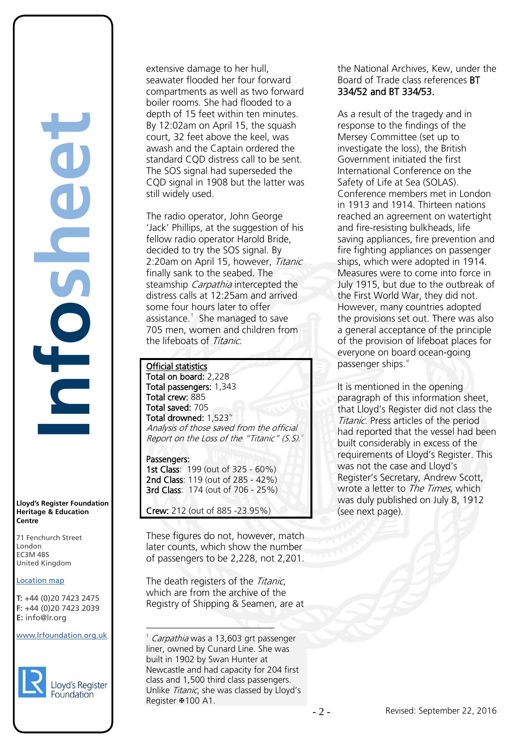extensive damage to her hull, seawater flooded her four forward compartments as well as two forward boiler rooms. She had flooded to a depth of 15 feet within ten minutes. By 12:02am on April 15, the squash court, 32 feet above the keel, was awash and the Captain ordered the standard CQD distress call to be sent. The SOS signal had superseded the CQD signal in 1908 but the latter was still widely used.

The radio operator, John George 'Jack' Phillips, at the suggestion of his fellow radio operator Harold Bride, decided to try the SOS signal. By 2:20am on April 15, however, *Titanic* finally sank to the seabed. The steamship *Carpathia* intercepted the distress calls at 12:25am and arrived some four hours later to offer assistance.[1] She managed to save 705 men, women and children from the lifeboats of *Titanic*.

**Official statistics**
**Total on board:** 2,228
**Total passengers:** 1,343
**Total crew:** 885
**Total saved:** 705
**Total drowned:** 1,523[iv]
*Analysis of those saved from the official Report on the Loss of the "Titanic" (S.S).*[v]

**Passengers:**
**1st Class**: 199 (out of 325 - 60%)
**2nd Class**: 119 (out of 285 - 42%)
**3rd Class**: 174 (out of 706 - 25%)

**Crew:** 212 (out of 885 -23.95%)

These figures do not, however, match later counts, which show the number of passengers to be 2,228, not 2,201.

The death registers of the *Titanic*, which are from the archive of the Registry of Shipping & Seamen, are at the National Archives, Kew, under the Board of Trade class references **BT 334/52 and BT 334/53.**

As a result of the tragedy and in response to the findings of the Mersey Committee (set up to investigate the loss), the British Government initiated the first International Conference on the Safety of Life at Sea (SOLAS). Conference members met in London in 1913 and 1914. Thirteen nations reached an agreement on watertight and fire-resisting bulkheads, life saving appliances, fire prevention and fire fighting appliances on passenger ships, which were adopted in 1914. Measures were to come into force in July 1915, but due to the outbreak of the First World War, they did not. However, many countries adopted the provisions set out. There was also a general acceptance of the principle of the provision of lifeboat places for everyone on board ocean-going passenger ships.[vi]

It is mentioned in the opening paragraph of this information sheet, that Lloyd's Register did not class the *Titanic*. Press articles of the period had reported that the vessel had been built considerably in excess of the requirements of Lloyd's Register. This was not the case and Lloyd's Register's Secretary, Andrew Scott, wrote a letter to *The Times*, which was duly published on July 8, 1912 (see next page).

---

[1] *Carpathia* was a 13,603 grt passenger liner, owned by Cunard Line. She was built in 1902 by Swan Hunter at Newcastle and had capacity for 204 first class and 1,500 third class passengers. Unlike *Titanic*, she was classed by Lloyd's Register ✠100 A1.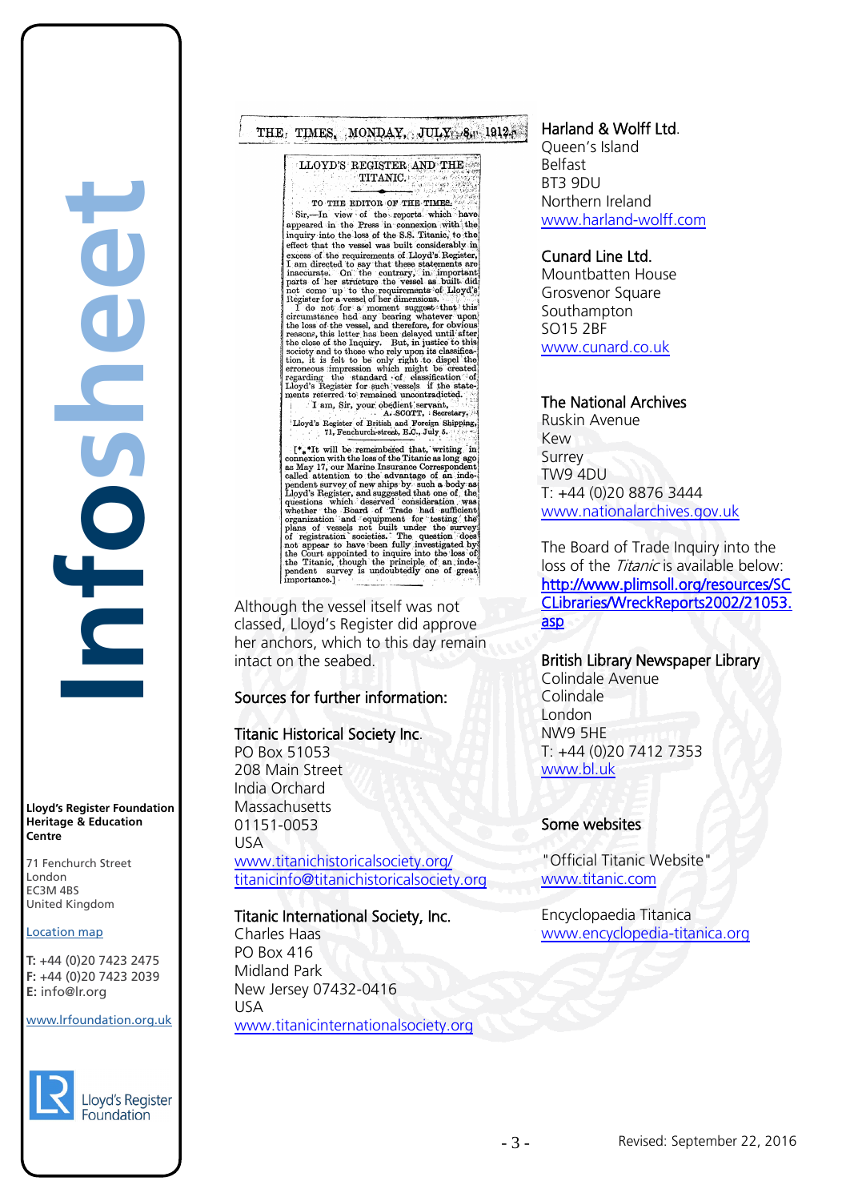THE TIMES, MONDAY, JULY 8, 1912.

LLOYD'S REGISTER AND THE TITANIC.

TO THE EDITOR OF THE TIMES.

Sir,—In view of the reports which have appeared in the Press in connexion with the inquiry into the loss of the S.S. Titanic, to the effect that the vessel was built considerably in excess of the requirements of Lloyd's Register, I am directed to say that these statements are inaccurate. On the contrary, in important parts of her structure the vessel as built did not come up to the requirements of Lloyd's Register for a vessel of her dimensions.

I do not for a moment suggest that this circumstance had any bearing whatever upon the loss of the vessel, and therefore, for obvious reasons, this letter has been delayed until after the close of the Inquiry. But, in justice to this society and to those who rely upon its classification, it is felt to be only right to dispel the erroneous impression which might be created regarding the standard of classification of Lloyd's Register for such vessels if the statements referred to remained uncontradicted.

I am, Sir, your obedient servant,
A. SCOTT, Secretary.
Lloyd's Register of British and Foreign Shipping,
71, Fenchurch-street, E.C., July 5.

[*.*It will be remembered that, writing in connexion with the loss of the Titanic as long ago as May 17, our Marine Insurance Correspondent called attention to the advantage of an independent survey of new ships by such a body as Lloyd's Register, and suggested that one of the questions which deserved consideration was whether the Board of Trade had sufficient organization and equipment for testing the plans of vessels not built under the survey of registration societies. The question does not appear to have been fully investigated by the Court appointed to inquire into the loss of the Titanic, though the principle of an independent survey is undoubtedly one of great importance.]

Although the vessel itself was not classed, Lloyd's Register did approve her anchors, which to this day remain intact on the seabed.

## Sources for further information:

**Titanic Historical Society Inc.**
PO Box 51053
208 Main Street
India Orchard
Massachusetts
01151-0053
USA
www.titanichistoricalsociety.org/
titanicinfo@titanichistoricalsociety.org

**Titanic International Society, Inc.**
Charles Haas
PO Box 416
Midland Park
New Jersey 07432-0416
USA
www.titanicinternationalsociety.org

**Harland & Wolff Ltd.**
Queen's Island
Belfast
BT3 9DU
Northern Ireland
www.harland-wolff.com

**Cunard Line Ltd.**
Mountbatten House
Grosvenor Square
Southampton
SO15 2BF
www.cunard.co.uk

**The National Archives**
Ruskin Avenue
Kew
Surrey
TW9 4DU
T: +44 (0)20 8876 3444
www.nationalarchives.gov.uk

The Board of Trade Inquiry into the loss of the *Titanic* is available below:
http://www.plimsoll.org/resources/SCCLibraries/WreckReports2002/21053.asp

**British Library Newspaper Library**
Colindale Avenue
Colindale
London
NW9 5HE
T: +44 (0)20 7412 7353
www.bl.uk

## Some websites

"Official Titanic Website"
www.titanic.com

Encyclopaedia Titanica
www.encyclopedia-titanica.org

**Lloyd's Register Foundation Heritage & Education Centre**

71 Fenchurch Street
London
EC3M 4BS
United Kingdom

Location map

T: +44 (0)20 7423 2475
F: +44 (0)20 7423 2039
E: info@lr.org

www.lrfoundation.org.uk

Revised: September 22, 2016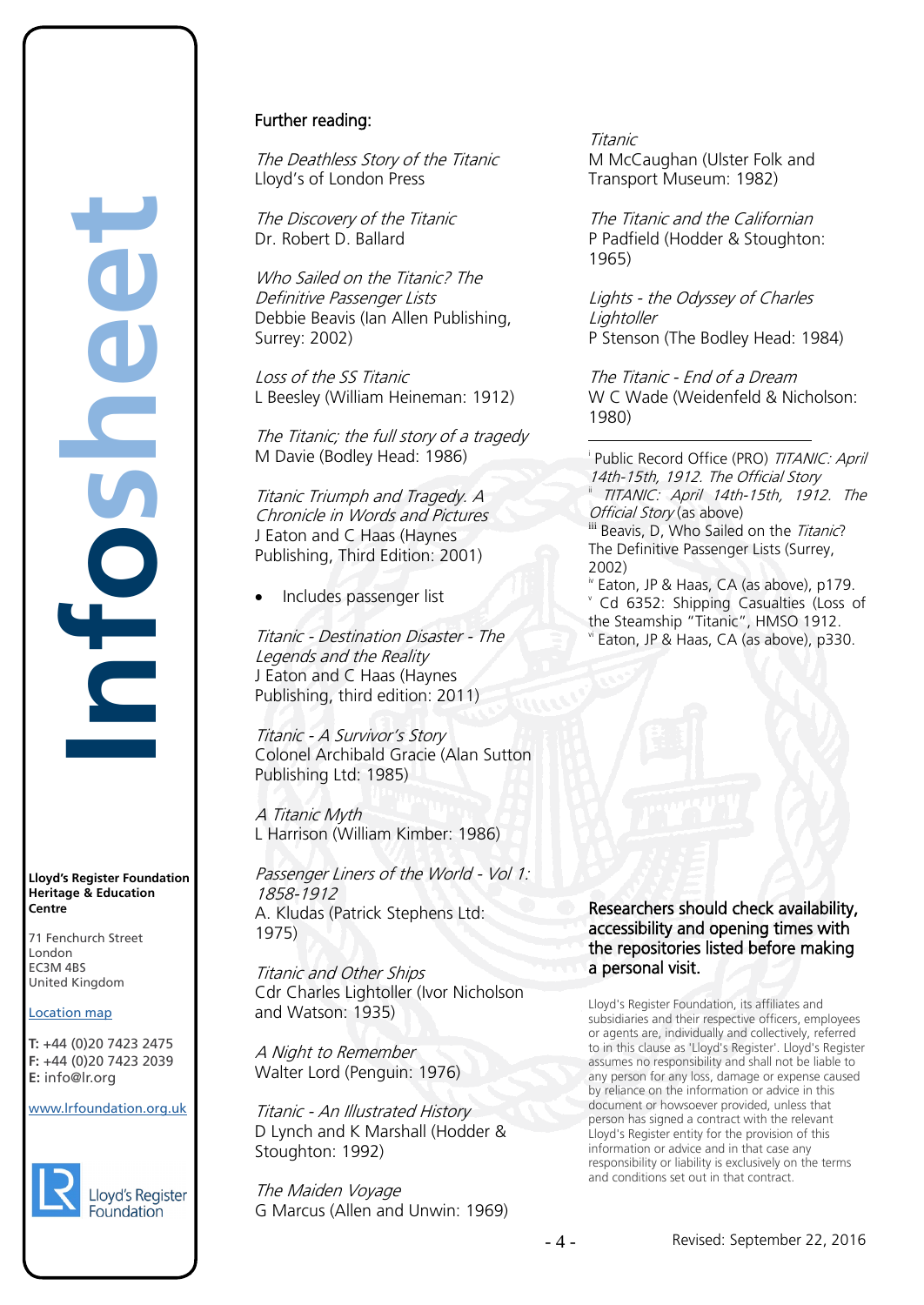## Further reading:

*The Deathless Story of the Titanic*
Lloyd's of London Press

*The Discovery of the Titanic*
Dr. Robert D. Ballard

*Who Sailed on the Titanic? The Definitive Passenger Lists*
Debbie Beavis (Ian Allen Publishing, Surrey: 2002)

*Loss of the SS Titanic*
L Beesley (William Heineman: 1912)

*The Titanic; the full story of a tragedy*
M Davie (Bodley Head: 1986)

*Titanic Triumph and Tragedy. A Chronicle in Words and Pictures*
J Eaton and C Haas (Haynes Publishing, Third Edition: 2001)

- Includes passenger list

*Titanic - Destination Disaster - The Legends and the Reality*
J Eaton and C Haas (Haynes Publishing, third edition: 2011)

*Titanic - A Survivor's Story*
Colonel Archibald Gracie (Alan Sutton Publishing Ltd: 1985)

*A Titanic Myth*
L Harrison (William Kimber: 1986)

*Passenger Liners of the World - Vol 1: 1858-1912*
A. Kludas (Patrick Stephens Ltd: 1975)

*Titanic and Other Ships*
Cdr Charles Lightoller (Ivor Nicholson and Watson: 1935)

*A Night to Remember*
Walter Lord (Penguin: 1976)

*Titanic - An Illustrated History*
D Lynch and K Marshall (Hodder & Stoughton: 1992)

*The Maiden Voyage*
G Marcus (Allen and Unwin: 1969)

*Titanic*
M McCaughan (Ulster Folk and Transport Museum: 1982)

*The Titanic and the Californian*
P Padfield (Hodder & Stoughton: 1965)

*Lights - the Odyssey of Charles Lightoller*
P Stenson (The Bodley Head: 1984)

*The Titanic - End of a Dream*
W C Wade (Weidenfeld & Nicholson: 1980)

---

[i] Public Record Office (PRO) *TITANIC: April 14th-15th, 1912. The Official Story*
[ii] *TITANIC: April 14th-15th, 1912. The Official Story* (as above)
[iii] Beavis, D, Who Sailed on the *Titanic*? The Definitive Passenger Lists (Surrey, 2002)
[iv] Eaton, JP & Haas, CA (as above), p179.
[v] Cd 6352: Shipping Casualties (Loss of the Steamship "Titanic", HMSO 1912.
[vi] Eaton, JP & Haas, CA (as above), p330.

Researchers should check availability, accessibility and opening times with the repositories listed before making a personal visit.

Lloyd's Register Foundation, its affiliates and subsidiaries and their respective officers, employees or agents are, individually and collectively, referred to in this clause as 'Lloyd's Register'. Lloyd's Register assumes no responsibility and shall not be liable to any person for any loss, damage or expense caused by reliance on the information or advice in this document or howsoever provided, unless that person has signed a contract with the relevant Lloyd's Register entity for the provision of this information or advice and in that case any responsibility or liability is exclusively on the terms and conditions set out in that contract.

Revised: September 22, 2016

**Infosheet**

**Lloyd's Register Foundation Heritage & Education Centre**

71 Fenchurch Street
London
EC3M 4BS
United Kingdom

Location map

T: +44 (0)20 7423 2475
F: +44 (0)20 7423 2039
E: info@lr.org

www.lrfoundation.org.uk

Lloyd's Register Foundation